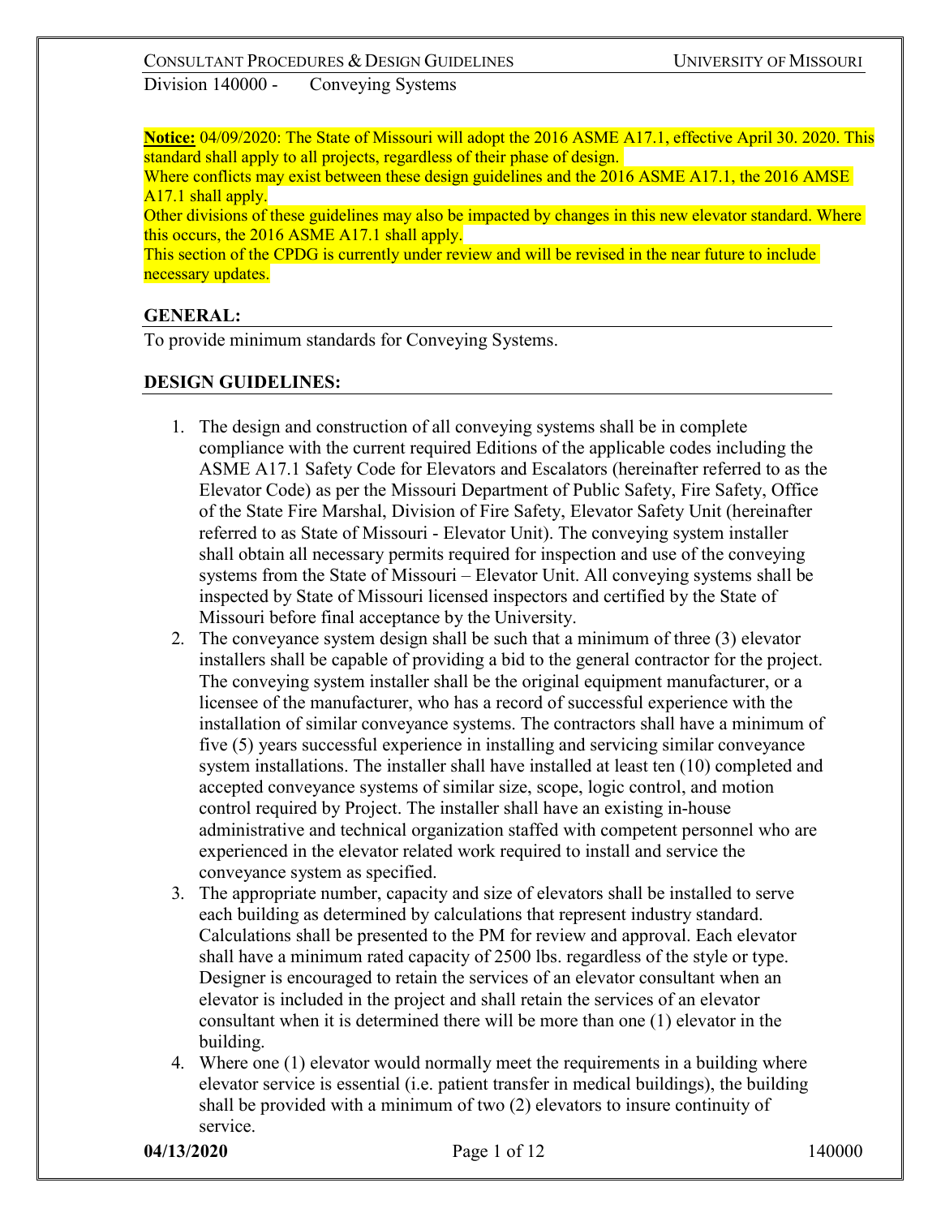Division 140000 - Conveying Systems

**Notice:** 04/09/2020: The State of Missouri will adopt the 2016 ASME A17.1, effective April 30. 2020. This standard shall apply to all projects, regardless of their phase of design.
Where conflicts may exist between these design guidelines and the 2016 ASME A17.1, the 2016 AMSE A17.1 shall apply.
Other divisions of these guidelines may also be impacted by changes in this new elevator standard. Where this occurs, the 2016 ASME A17.1 shall apply.
This section of the CPDG is currently under review and will be revised in the near future to include necessary updates.

## GENERAL:

To provide minimum standards for Conveying Systems.

## DESIGN GUIDELINES:

1. The design and construction of all conveying systems shall be in complete compliance with the current required Editions of the applicable codes including the ASME A17.1 Safety Code for Elevators and Escalators (hereinafter referred to as the Elevator Code) as per the Missouri Department of Public Safety, Fire Safety, Office of the State Fire Marshal, Division of Fire Safety, Elevator Safety Unit (hereinafter referred to as State of Missouri - Elevator Unit). The conveying system installer shall obtain all necessary permits required for inspection and use of the conveying systems from the State of Missouri – Elevator Unit. All conveying systems shall be inspected by State of Missouri licensed inspectors and certified by the State of Missouri before final acceptance by the University.
2. The conveyance system design shall be such that a minimum of three (3) elevator installers shall be capable of providing a bid to the general contractor for the project. The conveying system installer shall be the original equipment manufacturer, or a licensee of the manufacturer, who has a record of successful experience with the installation of similar conveyance systems. The contractors shall have a minimum of five (5) years successful experience in installing and servicing similar conveyance system installations. The installer shall have installed at least ten (10) completed and accepted conveyance systems of similar size, scope, logic control, and motion control required by Project. The installer shall have an existing in-house administrative and technical organization staffed with competent personnel who are experienced in the elevator related work required to install and service the conveyance system as specified.
3. The appropriate number, capacity and size of elevators shall be installed to serve each building as determined by calculations that represent industry standard. Calculations shall be presented to the PM for review and approval. Each elevator shall have a minimum rated capacity of 2500 lbs. regardless of the style or type. Designer is encouraged to retain the services of an elevator consultant when an elevator is included in the project and shall retain the services of an elevator consultant when it is determined there will be more than one (1) elevator in the building.
4. Where one (1) elevator would normally meet the requirements in a building where elevator service is essential (i.e. patient transfer in medical buildings), the building shall be provided with a minimum of two (2) elevators to insure continuity of service.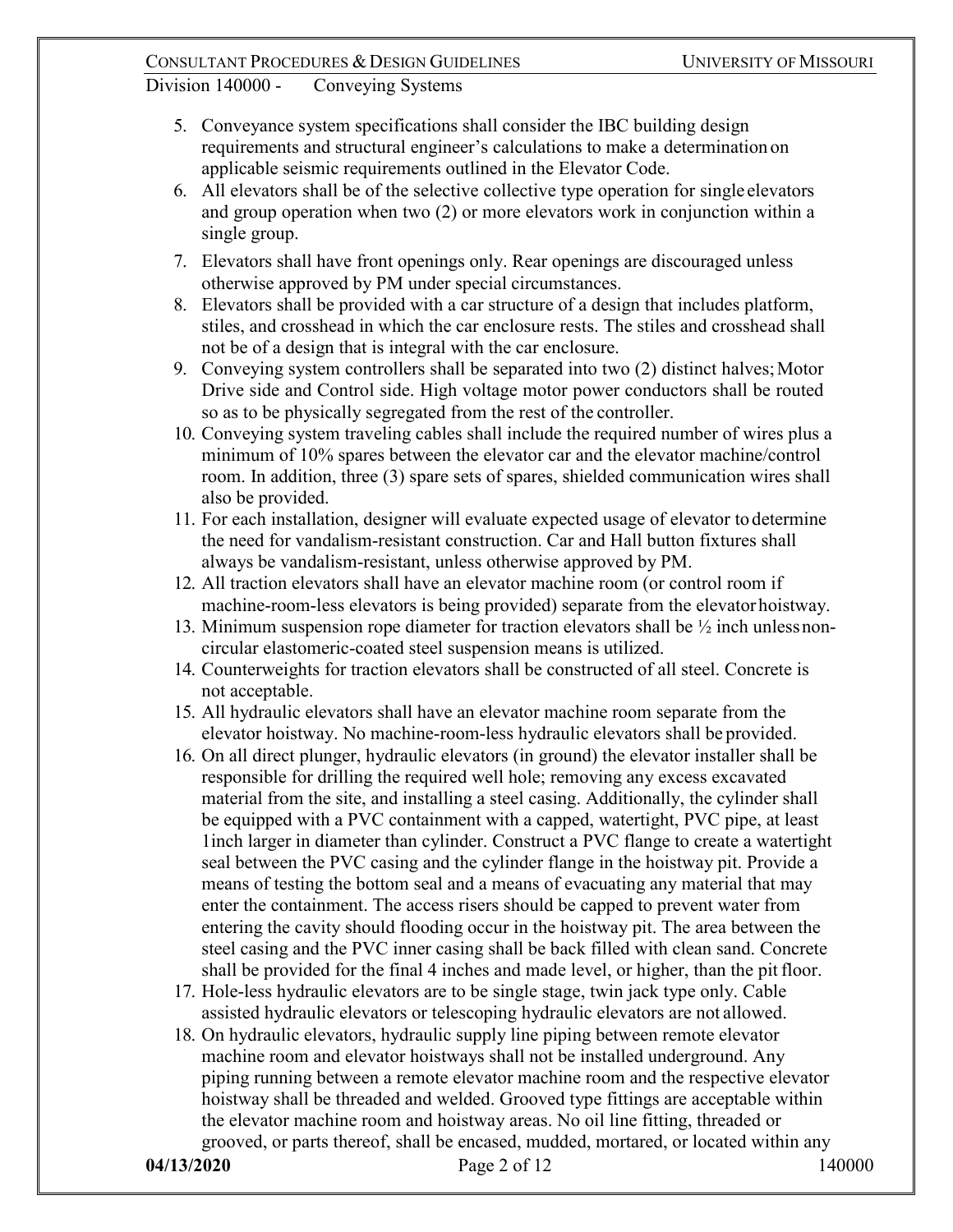5. Conveyance system specifications shall consider the IBC building design requirements and structural engineer's calculations to make a determination on applicable seismic requirements outlined in the Elevator Code.
6. All elevators shall be of the selective collective type operation for single elevators and group operation when two (2) or more elevators work in conjunction within a single group.
7. Elevators shall have front openings only. Rear openings are discouraged unless otherwise approved by PM under special circumstances.
8. Elevators shall be provided with a car structure of a design that includes platform, stiles, and crosshead in which the car enclosure rests. The stiles and crosshead shall not be of a design that is integral with the car enclosure.
9. Conveying system controllers shall be separated into two (2) distinct halves; Motor Drive side and Control side. High voltage motor power conductors shall be routed so as to be physically segregated from the rest of the controller.
10. Conveying system traveling cables shall include the required number of wires plus a minimum of 10% spares between the elevator car and the elevator machine/control room. In addition, three (3) spare sets of spares, shielded communication wires shall also be provided.
11. For each installation, designer will evaluate expected usage of elevator to determine the need for vandalism-resistant construction. Car and Hall button fixtures shall always be vandalism-resistant, unless otherwise approved by PM.
12. All traction elevators shall have an elevator machine room (or control room if machine-room-less elevators is being provided) separate from the elevator hoistway.
13. Minimum suspension rope diameter for traction elevators shall be ½ inch unless non-circular elastomeric-coated steel suspension means is utilized.
14. Counterweights for traction elevators shall be constructed of all steel. Concrete is not acceptable.
15. All hydraulic elevators shall have an elevator machine room separate from the elevator hoistway. No machine-room-less hydraulic elevators shall be provided.
16. On all direct plunger, hydraulic elevators (in ground) the elevator installer shall be responsible for drilling the required well hole; removing any excess excavated material from the site, and installing a steel casing. Additionally, the cylinder shall be equipped with a PVC containment with a capped, watertight, PVC pipe, at least 1inch larger in diameter than cylinder. Construct a PVC flange to create a watertight seal between the PVC casing and the cylinder flange in the hoistway pit. Provide a means of testing the bottom seal and a means of evacuating any material that may enter the containment. The access risers should be capped to prevent water from entering the cavity should flooding occur in the hoistway pit. The area between the steel casing and the PVC inner casing shall be back filled with clean sand. Concrete shall be provided for the final 4 inches and made level, or higher, than the pit floor.
17. Hole-less hydraulic elevators are to be single stage, twin jack type only. Cable assisted hydraulic elevators or telescoping hydraulic elevators are not allowed.
18. On hydraulic elevators, hydraulic supply line piping between remote elevator machine room and elevator hoistways shall not be installed underground. Any piping running between a remote elevator machine room and the respective elevator hoistway shall be threaded and welded. Grooved type fittings are acceptable within the elevator machine room and hoistway areas. No oil line fitting, threaded or grooved, or parts thereof, shall be encased, mudded, mortared, or located within any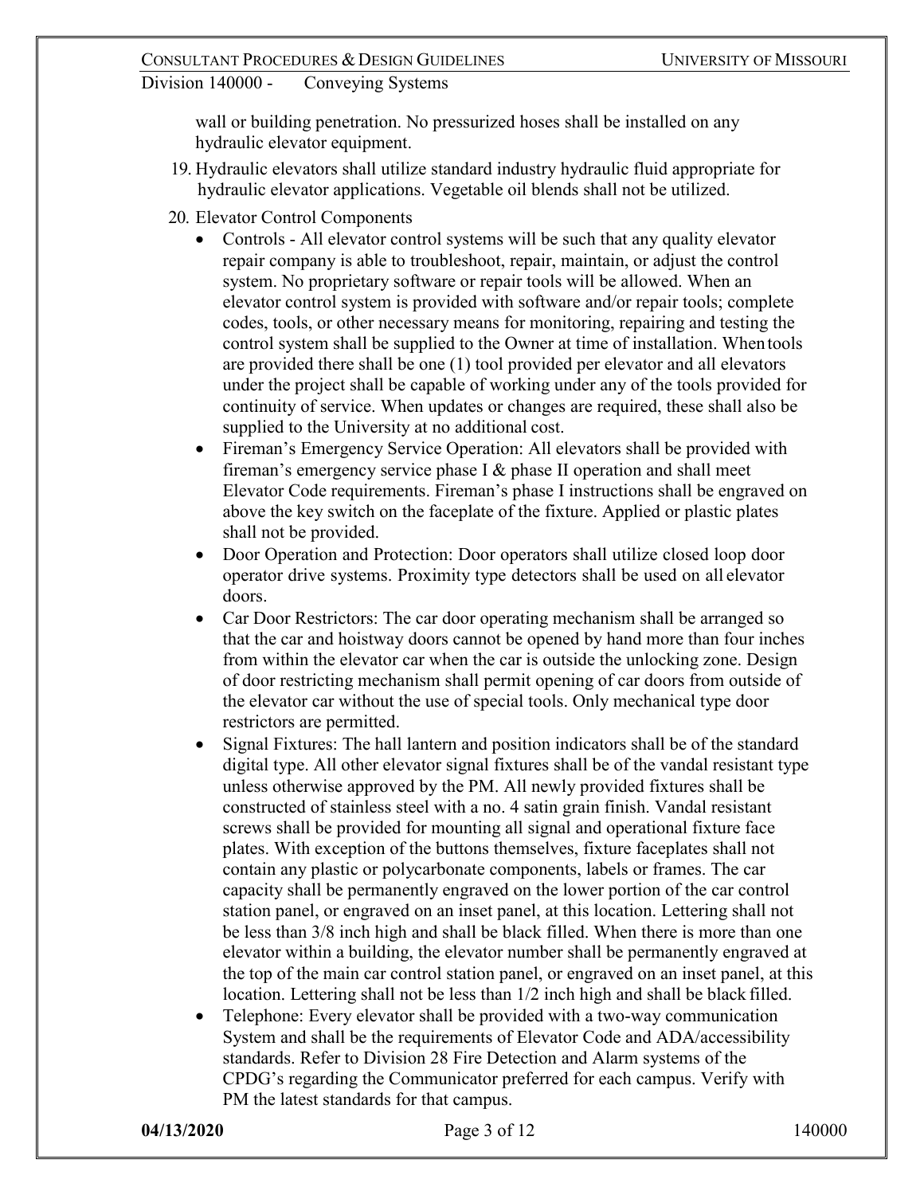wall or building penetration. No pressurized hoses shall be installed on any hydraulic elevator equipment.

19. Hydraulic elevators shall utilize standard industry hydraulic fluid appropriate for hydraulic elevator applications. Vegetable oil blends shall not be utilized.
20. Elevator Control Components
    - Controls - All elevator control systems will be such that any quality elevator repair company is able to troubleshoot, repair, maintain, or adjust the control system. No proprietary software or repair tools will be allowed. When an elevator control system is provided with software and/or repair tools; complete codes, tools, or other necessary means for monitoring, repairing and testing the control system shall be supplied to the Owner at time of installation. When tools are provided there shall be one (1) tool provided per elevator and all elevators under the project shall be capable of working under any of the tools provided for continuity of service. When updates or changes are required, these shall also be supplied to the University at no additional cost.
    - Fireman's Emergency Service Operation: All elevators shall be provided with fireman's emergency service phase I & phase II operation and shall meet Elevator Code requirements. Fireman's phase I instructions shall be engraved on above the key switch on the faceplate of the fixture. Applied or plastic plates shall not be provided.
    - Door Operation and Protection: Door operators shall utilize closed loop door operator drive systems. Proximity type detectors shall be used on all elevator doors.
    - Car Door Restrictors: The car door operating mechanism shall be arranged so that the car and hoistway doors cannot be opened by hand more than four inches from within the elevator car when the car is outside the unlocking zone. Design of door restricting mechanism shall permit opening of car doors from outside of the elevator car without the use of special tools. Only mechanical type door restrictors are permitted.
    - Signal Fixtures: The hall lantern and position indicators shall be of the standard digital type. All other elevator signal fixtures shall be of the vandal resistant type unless otherwise approved by the PM. All newly provided fixtures shall be constructed of stainless steel with a no. 4 satin grain finish. Vandal resistant screws shall be provided for mounting all signal and operational fixture face plates. With exception of the buttons themselves, fixture faceplates shall not contain any plastic or polycarbonate components, labels or frames. The car capacity shall be permanently engraved on the lower portion of the car control station panel, or engraved on an inset panel, at this location. Lettering shall not be less than 3/8 inch high and shall be black filled. When there is more than one elevator within a building, the elevator number shall be permanently engraved at the top of the main car control station panel, or engraved on an inset panel, at this location. Lettering shall not be less than 1/2 inch high and shall be black filled.
    - Telephone: Every elevator shall be provided with a two-way communication System and shall be the requirements of Elevator Code and ADA/accessibility standards. Refer to Division 28 Fire Detection and Alarm systems of the CPDG's regarding the Communicator preferred for each campus. Verify with PM the latest standards for that campus.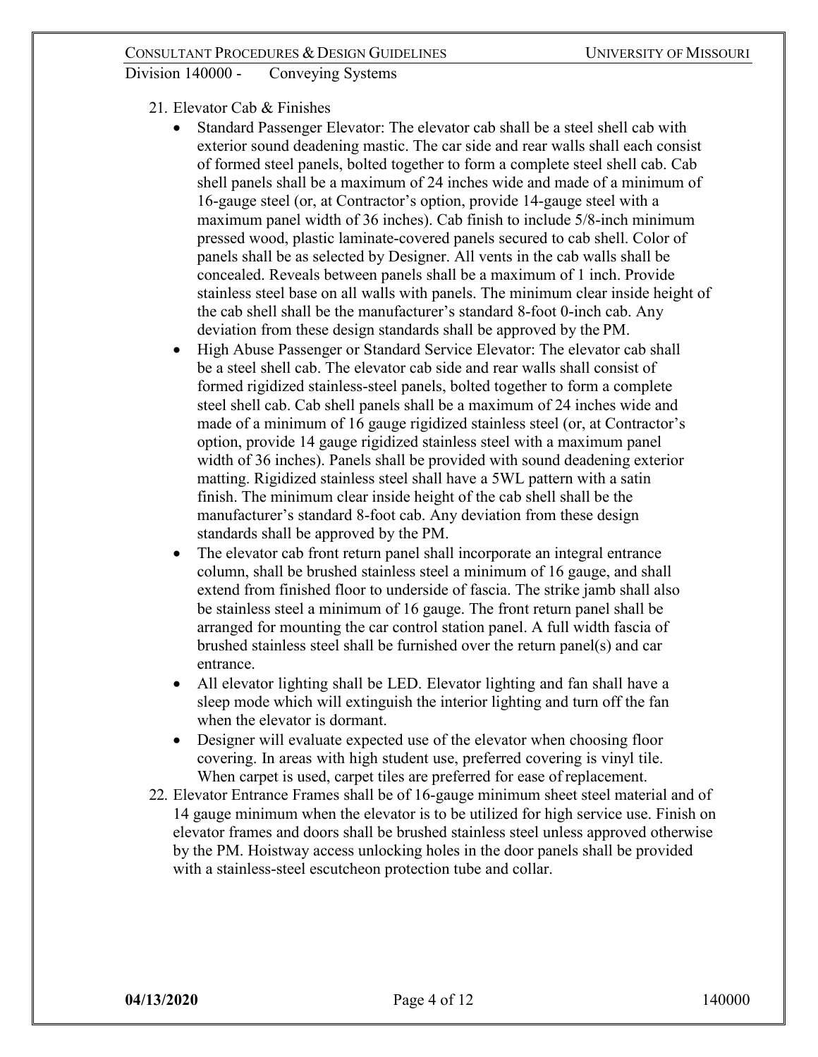21. Elevator Cab & Finishes
    - Standard Passenger Elevator: The elevator cab shall be a steel shell cab with exterior sound deadening mastic. The car side and rear walls shall each consist of formed steel panels, bolted together to form a complete steel shell cab. Cab shell panels shall be a maximum of 24 inches wide and made of a minimum of 16-gauge steel (or, at Contractor's option, provide 14-gauge steel with a maximum panel width of 36 inches). Cab finish to include 5/8-inch minimum pressed wood, plastic laminate-covered panels secured to cab shell. Color of panels shall be as selected by Designer. All vents in the cab walls shall be concealed. Reveals between panels shall be a maximum of 1 inch. Provide stainless steel base on all walls with panels. The minimum clear inside height of the cab shell shall be the manufacturer's standard 8-foot 0-inch cab. Any deviation from these design standards shall be approved by the PM.
    - High Abuse Passenger or Standard Service Elevator: The elevator cab shall be a steel shell cab. The elevator cab side and rear walls shall consist of formed rigidized stainless-steel panels, bolted together to form a complete steel shell cab. Cab shell panels shall be a maximum of 24 inches wide and made of a minimum of 16 gauge rigidized stainless steel (or, at Contractor's option, provide 14 gauge rigidized stainless steel with a maximum panel width of 36 inches). Panels shall be provided with sound deadening exterior matting. Rigidized stainless steel shall have a 5WL pattern with a satin finish. The minimum clear inside height of the cab shell shall be the manufacturer's standard 8-foot cab. Any deviation from these design standards shall be approved by the PM.
    - The elevator cab front return panel shall incorporate an integral entrance column, shall be brushed stainless steel a minimum of 16 gauge, and shall extend from finished floor to underside of fascia. The strike jamb shall also be stainless steel a minimum of 16 gauge. The front return panel shall be arranged for mounting the car control station panel. A full width fascia of brushed stainless steel shall be furnished over the return panel(s) and car entrance.
    - All elevator lighting shall be LED. Elevator lighting and fan shall have a sleep mode which will extinguish the interior lighting and turn off the fan when the elevator is dormant.
    - Designer will evaluate expected use of the elevator when choosing floor covering. In areas with high student use, preferred covering is vinyl tile. When carpet is used, carpet tiles are preferred for ease of replacement.
22. Elevator Entrance Frames shall be of 16-gauge minimum sheet steel material and of 14 gauge minimum when the elevator is to be utilized for high service use. Finish on elevator frames and doors shall be brushed stainless steel unless approved otherwise by the PM. Hoistway access unlocking holes in the door panels shall be provided with a stainless-steel escutcheon protection tube and collar.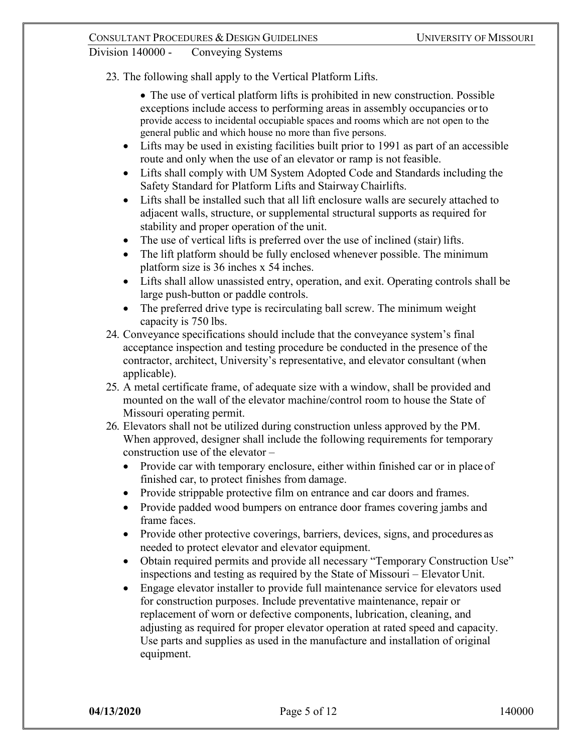23. The following shall apply to the Vertical Platform Lifts.
    - The use of vertical platform lifts is prohibited in new construction. Possible exceptions include access to performing areas in assembly occupancies or to provide access to incidental occupiable spaces and rooms which are not open to the general public and which house no more than five persons.
    - Lifts may be used in existing facilities built prior to 1991 as part of an accessible route and only when the use of an elevator or ramp is not feasible.
    - Lifts shall comply with UM System Adopted Code and Standards including the Safety Standard for Platform Lifts and Stairway Chairlifts.
    - Lifts shall be installed such that all lift enclosure walls are securely attached to adjacent walls, structure, or supplemental structural supports as required for stability and proper operation of the unit.
    - The use of vertical lifts is preferred over the use of inclined (stair) lifts.
    - The lift platform should be fully enclosed whenever possible. The minimum platform size is 36 inches x 54 inches.
    - Lifts shall allow unassisted entry, operation, and exit. Operating controls shall be large push-button or paddle controls.
    - The preferred drive type is recirculating ball screw. The minimum weight capacity is 750 lbs.
24. Conveyance specifications should include that the conveyance system's final acceptance inspection and testing procedure be conducted in the presence of the contractor, architect, University's representative, and elevator consultant (when applicable).
25. A metal certificate frame, of adequate size with a window, shall be provided and mounted on the wall of the elevator machine/control room to house the State of Missouri operating permit.
26. Elevators shall not be utilized during construction unless approved by the PM. When approved, designer shall include the following requirements for temporary construction use of the elevator –
    - Provide car with temporary enclosure, either within finished car or in place of finished car, to protect finishes from damage.
    - Provide strippable protective film on entrance and car doors and frames.
    - Provide padded wood bumpers on entrance door frames covering jambs and frame faces.
    - Provide other protective coverings, barriers, devices, signs, and procedures as needed to protect elevator and elevator equipment.
    - Obtain required permits and provide all necessary "Temporary Construction Use" inspections and testing as required by the State of Missouri – Elevator Unit.
    - Engage elevator installer to provide full maintenance service for elevators used for construction purposes. Include preventative maintenance, repair or replacement of worn or defective components, lubrication, cleaning, and adjusting as required for proper elevator operation at rated speed and capacity. Use parts and supplies as used in the manufacture and installation of original equipment.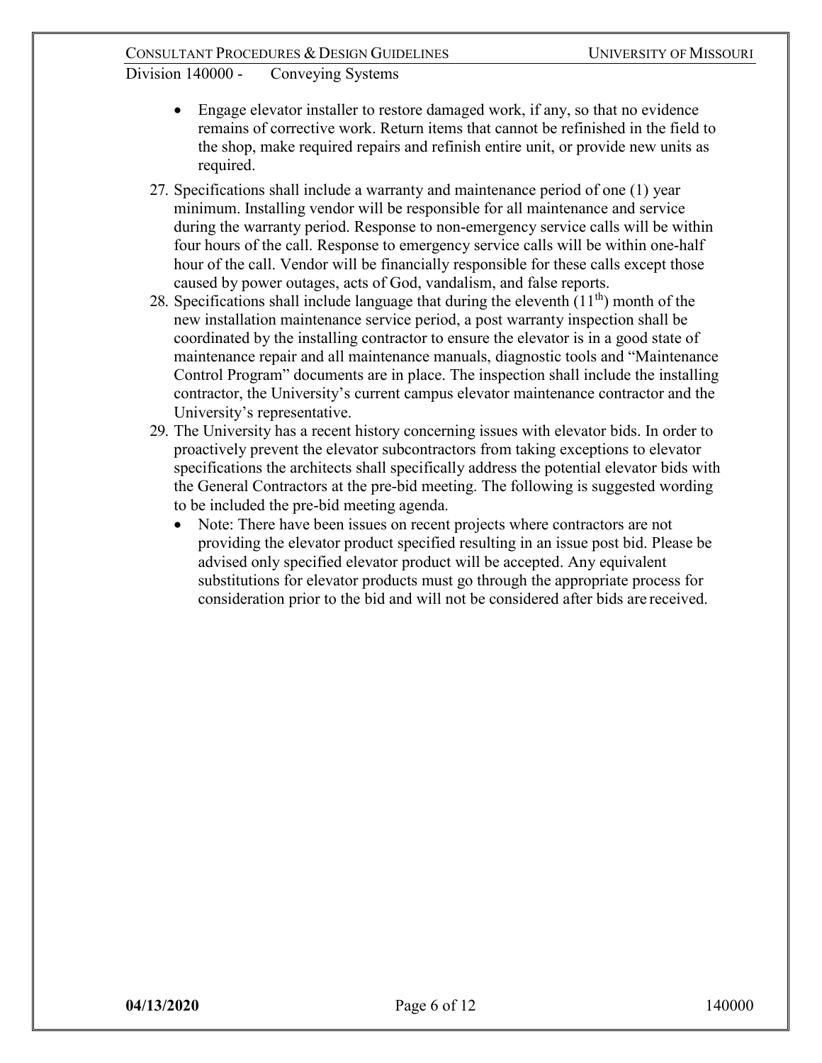- Engage elevator installer to restore damaged work, if any, so that no evidence remains of corrective work. Return items that cannot be refinished in the field to the shop, make required repairs and refinish entire unit, or provide new units as required.

27. Specifications shall include a warranty and maintenance period of one (1) year minimum. Installing vendor will be responsible for all maintenance and service during the warranty period. Response to non-emergency service calls will be within four hours of the call. Response to emergency service calls will be within one-half hour of the call. Vendor will be financially responsible for these calls except those caused by power outages, acts of God, vandalism, and false reports.
28. Specifications shall include language that during the eleventh (11th) month of the new installation maintenance service period, a post warranty inspection shall be coordinated by the installing contractor to ensure the elevator is in a good state of maintenance repair and all maintenance manuals, diagnostic tools and "Maintenance Control Program" documents are in place. The inspection shall include the installing contractor, the University's current campus elevator maintenance contractor and the University's representative.
29. The University has a recent history concerning issues with elevator bids. In order to proactively prevent the elevator subcontractors from taking exceptions to elevator specifications the architects shall specifically address the potential elevator bids with the General Contractors at the pre-bid meeting. The following is suggested wording to be included the pre-bid meeting agenda.
    - Note: There have been issues on recent projects where contractors are not providing the elevator product specified resulting in an issue post bid. Please be advised only specified elevator product will be accepted. Any equivalent substitutions for elevator products must go through the appropriate process for consideration prior to the bid and will not be considered after bids are received.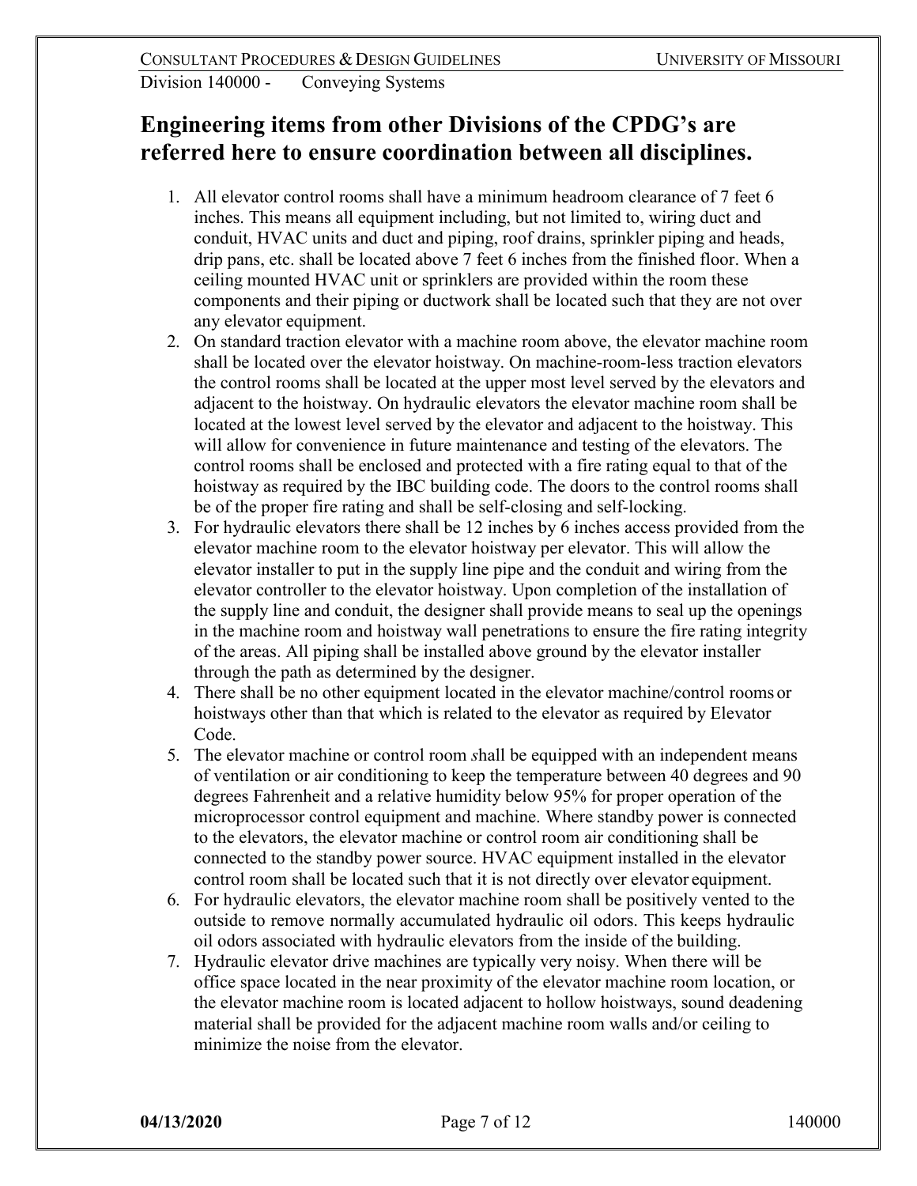## Engineering items from other Divisions of the CPDG's are referred here to ensure coordination between all disciplines.

1. All elevator control rooms shall have a minimum headroom clearance of 7 feet 6 inches. This means all equipment including, but not limited to, wiring duct and conduit, HVAC units and duct and piping, roof drains, sprinkler piping and heads, drip pans, etc. shall be located above 7 feet 6 inches from the finished floor. When a ceiling mounted HVAC unit or sprinklers are provided within the room these components and their piping or ductwork shall be located such that they are not over any elevator equipment.
2. On standard traction elevator with a machine room above, the elevator machine room shall be located over the elevator hoistway. On machine-room-less traction elevators the control rooms shall be located at the upper most level served by the elevators and adjacent to the hoistway. On hydraulic elevators the elevator machine room shall be located at the lowest level served by the elevator and adjacent to the hoistway. This will allow for convenience in future maintenance and testing of the elevators. The control rooms shall be enclosed and protected with a fire rating equal to that of the hoistway as required by the IBC building code. The doors to the control rooms shall be of the proper fire rating and shall be self-closing and self-locking.
3. For hydraulic elevators there shall be 12 inches by 6 inches access provided from the elevator machine room to the elevator hoistway per elevator. This will allow the elevator installer to put in the supply line pipe and the conduit and wiring from the elevator controller to the elevator hoistway. Upon completion of the installation of the supply line and conduit, the designer shall provide means to seal up the openings in the machine room and hoistway wall penetrations to ensure the fire rating integrity of the areas. All piping shall be installed above ground by the elevator installer through the path as determined by the designer.
4. There shall be no other equipment located in the elevator machine/control rooms or hoistways other than that which is related to the elevator as required by Elevator Code.
5. The elevator machine or control room *s*hall be equipped with an independent means of ventilation or air conditioning to keep the temperature between 40 degrees and 90 degrees Fahrenheit and a relative humidity below 95% for proper operation of the microprocessor control equipment and machine. Where standby power is connected to the elevators, the elevator machine or control room air conditioning shall be connected to the standby power source. HVAC equipment installed in the elevator control room shall be located such that it is not directly over elevator equipment.
6. For hydraulic elevators, the elevator machine room shall be positively vented to the outside to remove normally accumulated hydraulic oil odors. This keeps hydraulic oil odors associated with hydraulic elevators from the inside of the building.
7. Hydraulic elevator drive machines are typically very noisy. When there will be office space located in the near proximity of the elevator machine room location, or the elevator machine room is located adjacent to hollow hoistways, sound deadening material shall be provided for the adjacent machine room walls and/or ceiling to minimize the noise from the elevator.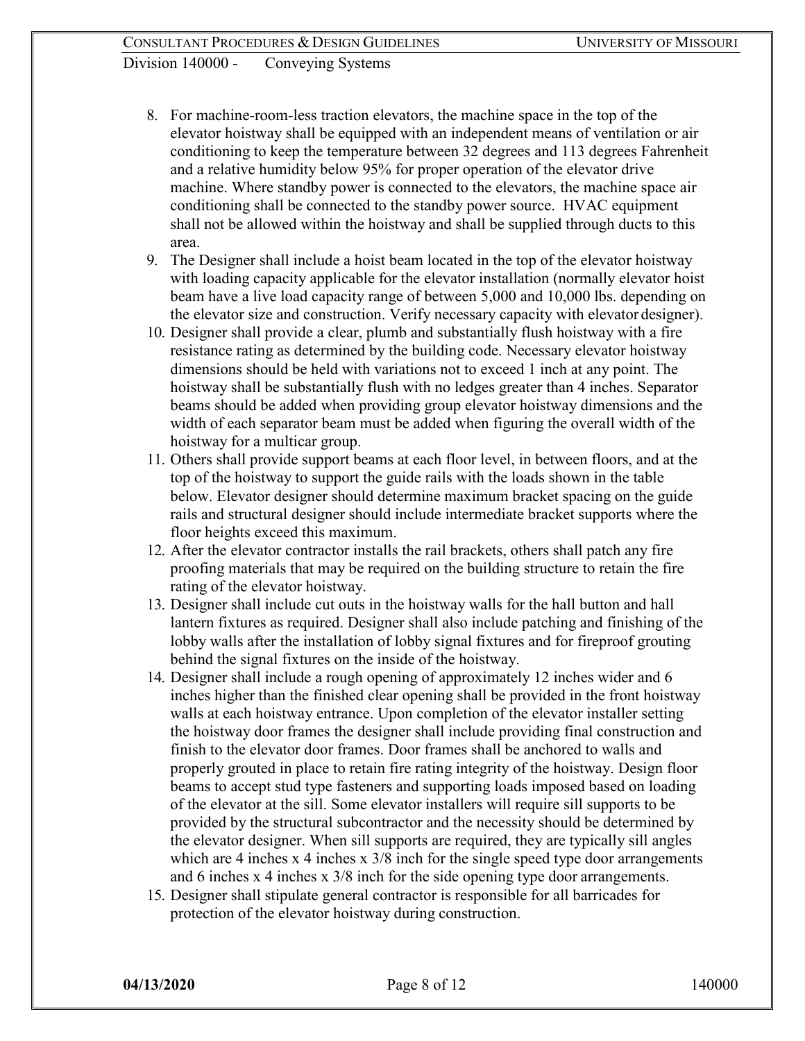8. For machine-room-less traction elevators, the machine space in the top of the elevator hoistway shall be equipped with an independent means of ventilation or air conditioning to keep the temperature between 32 degrees and 113 degrees Fahrenheit and a relative humidity below 95% for proper operation of the elevator drive machine. Where standby power is connected to the elevators, the machine space air conditioning shall be connected to the standby power source. HVAC equipment shall not be allowed within the hoistway and shall be supplied through ducts to this area.
9. The Designer shall include a hoist beam located in the top of the elevator hoistway with loading capacity applicable for the elevator installation (normally elevator hoist beam have a live load capacity range of between 5,000 and 10,000 lbs. depending on the elevator size and construction. Verify necessary capacity with elevator designer).
10. Designer shall provide a clear, plumb and substantially flush hoistway with a fire resistance rating as determined by the building code. Necessary elevator hoistway dimensions should be held with variations not to exceed 1 inch at any point. The hoistway shall be substantially flush with no ledges greater than 4 inches. Separator beams should be added when providing group elevator hoistway dimensions and the width of each separator beam must be added when figuring the overall width of the hoistway for a multicar group.
11. Others shall provide support beams at each floor level, in between floors, and at the top of the hoistway to support the guide rails with the loads shown in the table below. Elevator designer should determine maximum bracket spacing on the guide rails and structural designer should include intermediate bracket supports where the floor heights exceed this maximum.
12. After the elevator contractor installs the rail brackets, others shall patch any fire proofing materials that may be required on the building structure to retain the fire rating of the elevator hoistway.
13. Designer shall include cut outs in the hoistway walls for the hall button and hall lantern fixtures as required. Designer shall also include patching and finishing of the lobby walls after the installation of lobby signal fixtures and for fireproof grouting behind the signal fixtures on the inside of the hoistway.
14. Designer shall include a rough opening of approximately 12 inches wider and 6 inches higher than the finished clear opening shall be provided in the front hoistway walls at each hoistway entrance. Upon completion of the elevator installer setting the hoistway door frames the designer shall include providing final construction and finish to the elevator door frames. Door frames shall be anchored to walls and properly grouted in place to retain fire rating integrity of the hoistway. Design floor beams to accept stud type fasteners and supporting loads imposed based on loading of the elevator at the sill. Some elevator installers will require sill supports to be provided by the structural subcontractor and the necessity should be determined by the elevator designer. When sill supports are required, they are typically sill angles which are 4 inches x 4 inches x 3/8 inch for the single speed type door arrangements and 6 inches x 4 inches x 3/8 inch for the side opening type door arrangements.
15. Designer shall stipulate general contractor is responsible for all barricades for protection of the elevator hoistway during construction.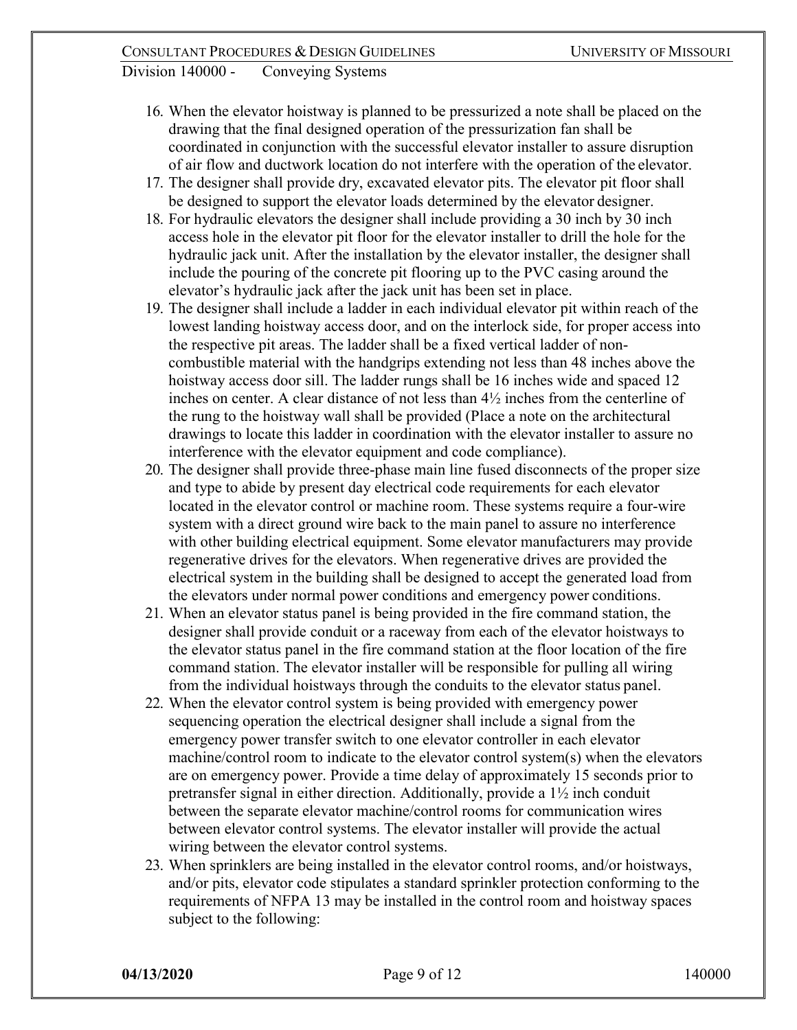16. When the elevator hoistway is planned to be pressurized a note shall be placed on the drawing that the final designed operation of the pressurization fan shall be coordinated in conjunction with the successful elevator installer to assure disruption of air flow and ductwork location do not interfere with the operation of the elevator.
17. The designer shall provide dry, excavated elevator pits. The elevator pit floor shall be designed to support the elevator loads determined by the elevator designer.
18. For hydraulic elevators the designer shall include providing a 30 inch by 30 inch access hole in the elevator pit floor for the elevator installer to drill the hole for the hydraulic jack unit. After the installation by the elevator installer, the designer shall include the pouring of the concrete pit flooring up to the PVC casing around the elevator's hydraulic jack after the jack unit has been set in place.
19. The designer shall include a ladder in each individual elevator pit within reach of the lowest landing hoistway access door, and on the interlock side, for proper access into the respective pit areas. The ladder shall be a fixed vertical ladder of non-combustible material with the handgrips extending not less than 48 inches above the hoistway access door sill. The ladder rungs shall be 16 inches wide and spaced 12 inches on center. A clear distance of not less than 4½ inches from the centerline of the rung to the hoistway wall shall be provided (Place a note on the architectural drawings to locate this ladder in coordination with the elevator installer to assure no interference with the elevator equipment and code compliance).
20. The designer shall provide three-phase main line fused disconnects of the proper size and type to abide by present day electrical code requirements for each elevator located in the elevator control or machine room. These systems require a four-wire system with a direct ground wire back to the main panel to assure no interference with other building electrical equipment. Some elevator manufacturers may provide regenerative drives for the elevators. When regenerative drives are provided the electrical system in the building shall be designed to accept the generated load from the elevators under normal power conditions and emergency power conditions.
21. When an elevator status panel is being provided in the fire command station, the designer shall provide conduit or a raceway from each of the elevator hoistways to the elevator status panel in the fire command station at the floor location of the fire command station. The elevator installer will be responsible for pulling all wiring from the individual hoistways through the conduits to the elevator status panel.
22. When the elevator control system is being provided with emergency power sequencing operation the electrical designer shall include a signal from the emergency power transfer switch to one elevator controller in each elevator machine/control room to indicate to the elevator control system(s) when the elevators are on emergency power. Provide a time delay of approximately 15 seconds prior to pretransfer signal in either direction. Additionally, provide a 1½ inch conduit between the separate elevator machine/control rooms for communication wires between elevator control systems. The elevator installer will provide the actual wiring between the elevator control systems.
23. When sprinklers are being installed in the elevator control rooms, and/or hoistways, and/or pits, elevator code stipulates a standard sprinkler protection conforming to the requirements of NFPA 13 may be installed in the control room and hoistway spaces subject to the following: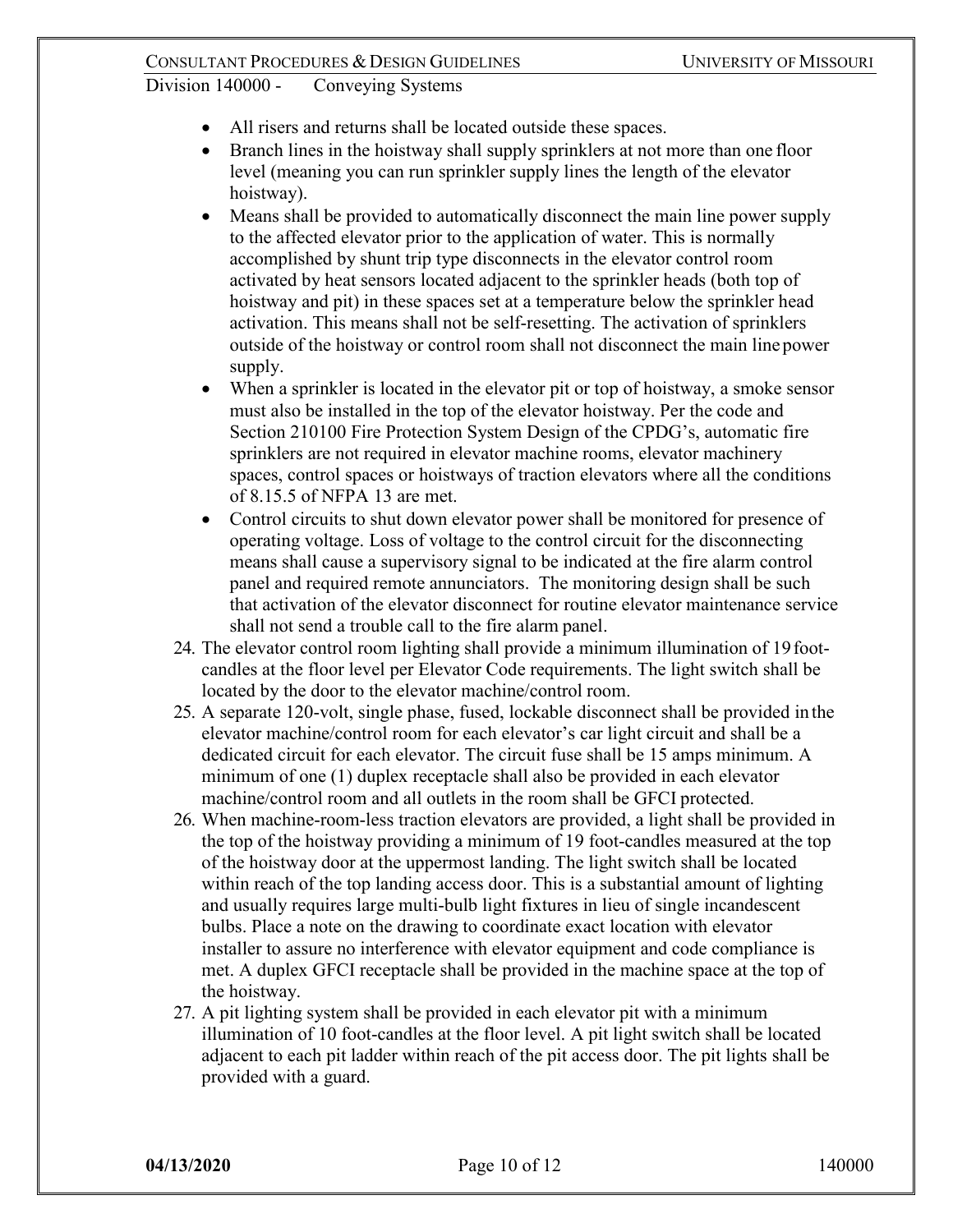- All risers and returns shall be located outside these spaces.
- Branch lines in the hoistway shall supply sprinklers at not more than one floor level (meaning you can run sprinkler supply lines the length of the elevator hoistway).
- Means shall be provided to automatically disconnect the main line power supply to the affected elevator prior to the application of water. This is normally accomplished by shunt trip type disconnects in the elevator control room activated by heat sensors located adjacent to the sprinkler heads (both top of hoistway and pit) in these spaces set at a temperature below the sprinkler head activation. This means shall not be self-resetting. The activation of sprinklers outside of the hoistway or control room shall not disconnect the main line power supply.
- When a sprinkler is located in the elevator pit or top of hoistway, a smoke sensor must also be installed in the top of the elevator hoistway. Per the code and Section 210100 Fire Protection System Design of the CPDG's, automatic fire sprinklers are not required in elevator machine rooms, elevator machinery spaces, control spaces or hoistways of traction elevators where all the conditions of 8.15.5 of NFPA 13 are met.
- Control circuits to shut down elevator power shall be monitored for presence of operating voltage. Loss of voltage to the control circuit for the disconnecting means shall cause a supervisory signal to be indicated at the fire alarm control panel and required remote annunciators. The monitoring design shall be such that activation of the elevator disconnect for routine elevator maintenance service shall not send a trouble call to the fire alarm panel.

24. The elevator control room lighting shall provide a minimum illumination of 19 foot-candles at the floor level per Elevator Code requirements. The light switch shall be located by the door to the elevator machine/control room.
25. A separate 120-volt, single phase, fused, lockable disconnect shall be provided in the elevator machine/control room for each elevator's car light circuit and shall be a dedicated circuit for each elevator. The circuit fuse shall be 15 amps minimum. A minimum of one (1) duplex receptacle shall also be provided in each elevator machine/control room and all outlets in the room shall be GFCI protected.
26. When machine-room-less traction elevators are provided, a light shall be provided in the top of the hoistway providing a minimum of 19 foot-candles measured at the top of the hoistway door at the uppermost landing. The light switch shall be located within reach of the top landing access door. This is a substantial amount of lighting and usually requires large multi-bulb light fixtures in lieu of single incandescent bulbs. Place a note on the drawing to coordinate exact location with elevator installer to assure no interference with elevator equipment and code compliance is met. A duplex GFCI receptacle shall be provided in the machine space at the top of the hoistway.
27. A pit lighting system shall be provided in each elevator pit with a minimum illumination of 10 foot-candles at the floor level. A pit light switch shall be located adjacent to each pit ladder within reach of the pit access door. The pit lights shall be provided with a guard.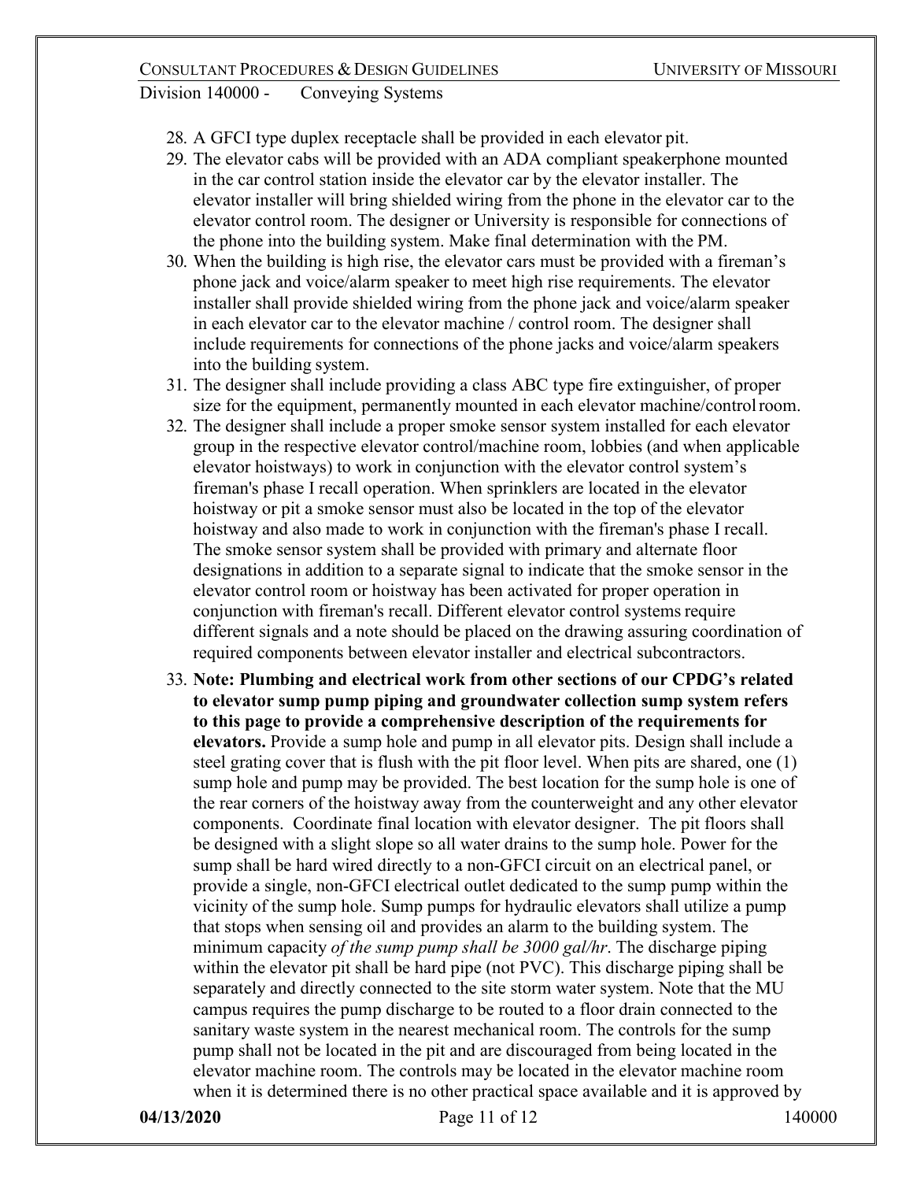28. A GFCI type duplex receptacle shall be provided in each elevator pit.
29. The elevator cabs will be provided with an ADA compliant speakerphone mounted in the car control station inside the elevator car by the elevator installer. The elevator installer will bring shielded wiring from the phone in the elevator car to the elevator control room. The designer or University is responsible for connections of the phone into the building system. Make final determination with the PM.
30. When the building is high rise, the elevator cars must be provided with a fireman's phone jack and voice/alarm speaker to meet high rise requirements. The elevator installer shall provide shielded wiring from the phone jack and voice/alarm speaker in each elevator car to the elevator machine / control room. The designer shall include requirements for connections of the phone jacks and voice/alarm speakers into the building system.
31. The designer shall include providing a class ABC type fire extinguisher, of proper size for the equipment, permanently mounted in each elevator machine/control room.
32. The designer shall include a proper smoke sensor system installed for each elevator group in the respective elevator control/machine room, lobbies (and when applicable elevator hoistways) to work in conjunction with the elevator control system's fireman's phase I recall operation. When sprinklers are located in the elevator hoistway or pit a smoke sensor must also be located in the top of the elevator hoistway and also made to work in conjunction with the fireman's phase I recall. The smoke sensor system shall be provided with primary and alternate floor designations in addition to a separate signal to indicate that the smoke sensor in the elevator control room or hoistway has been activated for proper operation in conjunction with fireman's recall. Different elevator control systems require different signals and a note should be placed on the drawing assuring coordination of required components between elevator installer and electrical subcontractors.
33. **Note: Plumbing and electrical work from other sections of our CPDG's related to elevator sump pump piping and groundwater collection sump system refers to this page to provide a comprehensive description of the requirements for elevators.** Provide a sump hole and pump in all elevator pits. Design shall include a steel grating cover that is flush with the pit floor level. When pits are shared, one (1) sump hole and pump may be provided. The best location for the sump hole is one of the rear corners of the hoistway away from the counterweight and any other elevator components. Coordinate final location with elevator designer. The pit floors shall be designed with a slight slope so all water drains to the sump hole. Power for the sump shall be hard wired directly to a non-GFCI circuit on an electrical panel, or provide a single, non-GFCI electrical outlet dedicated to the sump pump within the vicinity of the sump hole. Sump pumps for hydraulic elevators shall utilize a pump that stops when sensing oil and provides an alarm to the building system. The minimum capacity *of the sump pump shall be 3000 gal/hr*. The discharge piping within the elevator pit shall be hard pipe (not PVC). This discharge piping shall be separately and directly connected to the site storm water system. Note that the MU campus requires the pump discharge to be routed to a floor drain connected to the sanitary waste system in the nearest mechanical room. The controls for the sump pump shall not be located in the pit and are discouraged from being located in the elevator machine room. The controls may be located in the elevator machine room when it is determined there is no other practical space available and it is approved by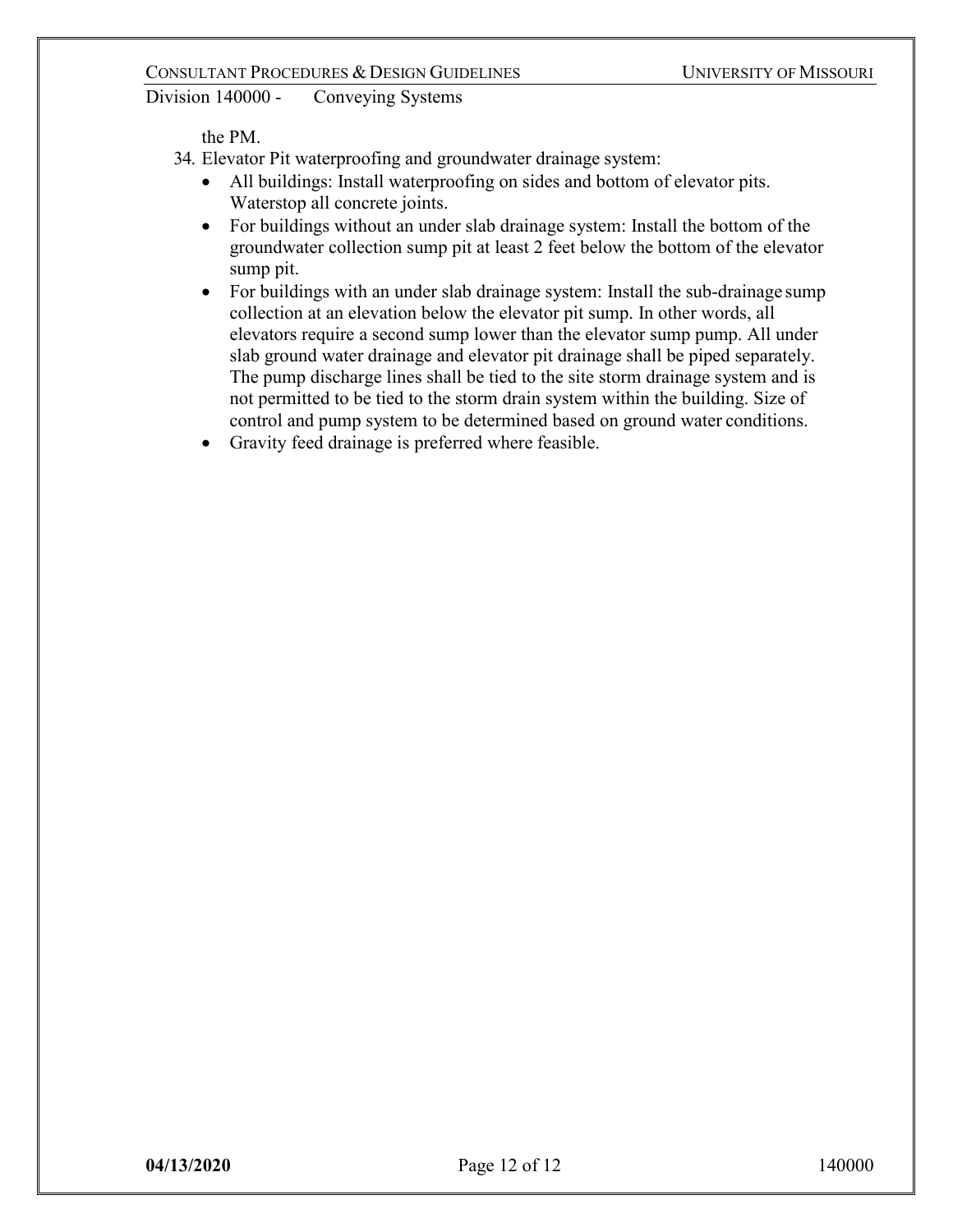the PM.

34. Elevator Pit waterproofing and groundwater drainage system:
    - All buildings: Install waterproofing on sides and bottom of elevator pits. Waterstop all concrete joints.
    - For buildings without an under slab drainage system: Install the bottom of the groundwater collection sump pit at least 2 feet below the bottom of the elevator sump pit.
    - For buildings with an under slab drainage system: Install the sub-drainage sump collection at an elevation below the elevator pit sump. In other words, all elevators require a second sump lower than the elevator sump pump. All under slab ground water drainage and elevator pit drainage shall be piped separately. The pump discharge lines shall be tied to the site storm drainage system and is not permitted to be tied to the storm drain system within the building. Size of control and pump system to be determined based on ground water conditions.
    - Gravity feed drainage is preferred where feasible.